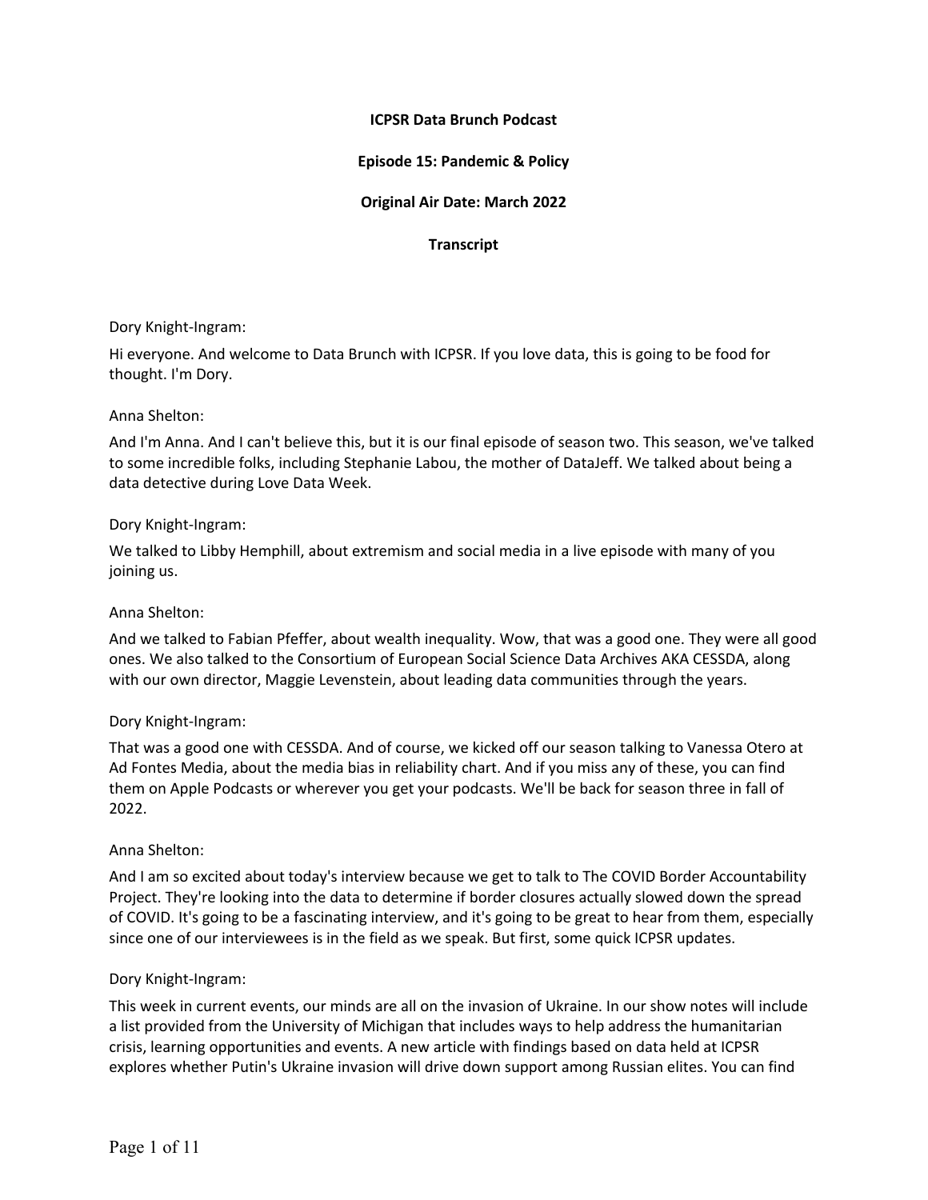**ICPSR Data Brunch Podcast**

**Episode 15: Pandemic & Policy**

**Original Air Date: March 2022**

**Transcript**

Dory Knight-Ingram:

Hi everyone. And welcome to Data Brunch with ICPSR. If you love data, this is going to be food for thought. I'm Dory.

Anna Shelton:

And I'm Anna. And I can't believe this, but it is our final episode of season two. This season, we've talked to some incredible folks, including Stephanie Labou, the mother of DataJeff. We talked about being a data detective during Love Data Week.

Dory Knight-Ingram:

We talked to Libby Hemphill, about extremism and social media in a live episode with many of you joining us.

Anna Shelton:

And we talked to Fabian Pfeffer, about wealth inequality. Wow, that was a good one. They were all good ones. We also talked to the Consortium of European Social Science Data Archives AKA CESSDA, along with our own director, Maggie Levenstein, about leading data communities through the years.

Dory Knight-Ingram:

That was a good one with CESSDA. And of course, we kicked off our season talking to Vanessa Otero at Ad Fontes Media, about the media bias in reliability chart. And if you miss any of these, you can find them on Apple Podcasts or wherever you get your podcasts. We'll be back for season three in fall of 2022.

Anna Shelton:

And I am so excited about today's interview because we get to talk to The COVID Border Accountability Project. They're looking into the data to determine if border closures actually slowed down the spread of COVID. It's going to be a fascinating interview, and it's going to be great to hear from them, especially since one of our interviewees is in the field as we speak. But first, some quick ICPSR updates.

Dory Knight-Ingram:

This week in current events, our minds are all on the invasion of Ukraine. In our show notes will include a list provided from the University of Michigan that includes ways to help address the humanitarian crisis, learning opportunities and events. A new article with findings based on data held at ICPSR explores whether Putin's Ukraine invasion will drive down support among Russian elites. You can find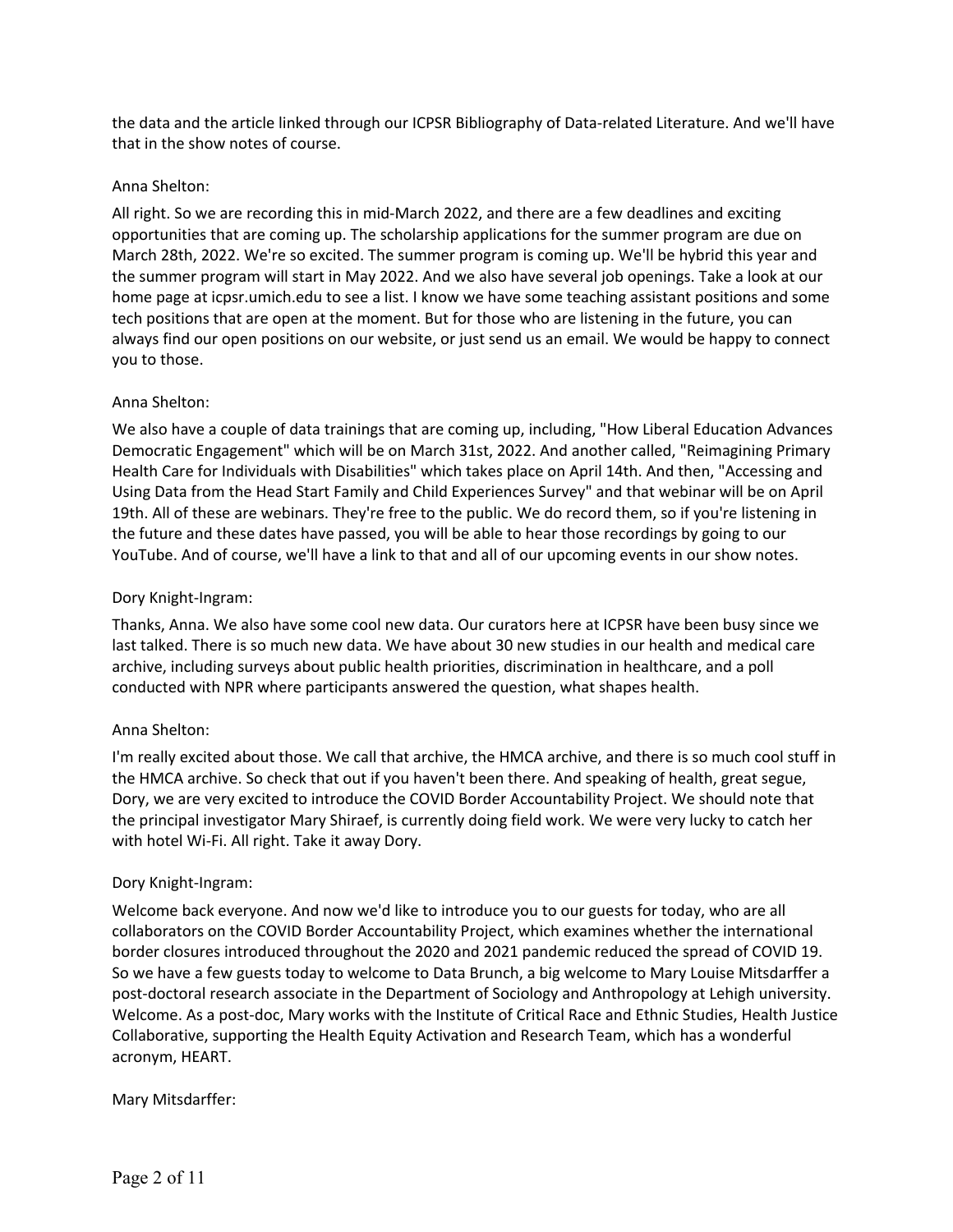the data and the article linked through our ICPSR Bibliography of Data-related Literature. And we'll have that in the show notes of course.

Anna Shelton:

All right. So we are recording this in mid-March 2022, and there are a few deadlines and exciting opportunities that are coming up. The scholarship applications for the summer program are due on March 28th, 2022. We're so excited. The summer program is coming up. We'll be hybrid this year and the summer program will start in May 2022. And we also have several job openings. Take a look at our home page at icpsr.umich.edu to see a list. I know we have some teaching assistant positions and some tech positions that are open at the moment. But for those who are listening in the future, you can always find our open positions on our website, or just send us an email. We would be happy to connect you to those.

Anna Shelton:

We also have a couple of data trainings that are coming up, including, "How Liberal Education Advances Democratic Engagement" which will be on March 31st, 2022. And another called, "Reimagining Primary Health Care for Individuals with Disabilities" which takes place on April 14th. And then, "Accessing and Using Data from the Head Start Family and Child Experiences Survey" and that webinar will be on April 19th. All of these are webinars. They're free to the public. We do record them, so if you're listening in the future and these dates have passed, you will be able to hear those recordings by going to our YouTube. And of course, we'll have a link to that and all of our upcoming events in our show notes.

Dory Knight-Ingram:

Thanks, Anna. We also have some cool new data. Our curators here at ICPSR have been busy since we last talked. There is so much new data. We have about 30 new studies in our health and medical care archive, including surveys about public health priorities, discrimination in healthcare, and a poll conducted with NPR where participants answered the question, what shapes health.

Anna Shelton:

I'm really excited about those. We call that archive, the HMCA archive, and there is so much cool stuff in the HMCA archive. So check that out if you haven't been there. And speaking of health, great segue, Dory, we are very excited to introduce the COVID Border Accountability Project. We should note that the principal investigator Mary Shiraef, is currently doing field work. We were very lucky to catch her with hotel Wi-Fi. All right. Take it away Dory.

Dory Knight-Ingram:

Welcome back everyone. And now we'd like to introduce you to our guests for today, who are all collaborators on the COVID Border Accountability Project, which examines whether the international border closures introduced throughout the 2020 and 2021 pandemic reduced the spread of COVID 19. So we have a few guests today to welcome to Data Brunch, a big welcome to Mary Louise Mitsdarffer a post-doctoral research associate in the Department of Sociology and Anthropology at Lehigh university. Welcome. As a post-doc, Mary works with the Institute of Critical Race and Ethnic Studies, Health Justice Collaborative, supporting the Health Equity Activation and Research Team, which has a wonderful acronym, HEART.

Mary Mitsdarffer: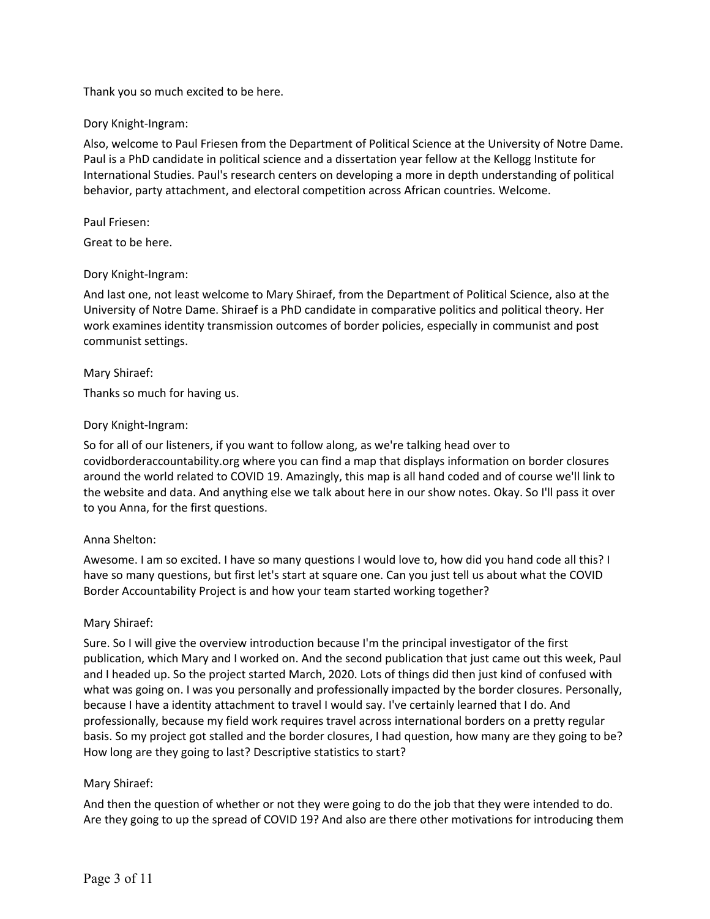Thank you so much excited to be here.

Dory Knight-Ingram:

Also, welcome to Paul Friesen from the Department of Political Science at the University of Notre Dame. Paul is a PhD candidate in political science and a dissertation year fellow at the Kellogg Institute for International Studies. Paul's research centers on developing a more in depth understanding of political behavior, party attachment, and electoral competition across African countries. Welcome.

Paul Friesen:

Great to be here.

Dory Knight-Ingram:

And last one, not least welcome to Mary Shiraef, from the Department of Political Science, also at the University of Notre Dame. Shiraef is a PhD candidate in comparative politics and political theory. Her work examines identity transmission outcomes of border policies, especially in communist and post communist settings.

Mary Shiraef:

Thanks so much for having us.

Dory Knight-Ingram:

So for all of our listeners, if you want to follow along, as we're talking head over to covidborderaccountability.org where you can find a map that displays information on border closures around the world related to COVID 19. Amazingly, this map is all hand coded and of course we'll link to the website and data. And anything else we talk about here in our show notes. Okay. So I'll pass it over to you Anna, for the first questions.

Anna Shelton:

Awesome. I am so excited. I have so many questions I would love to, how did you hand code all this? I have so many questions, but first let's start at square one. Can you just tell us about what the COVID Border Accountability Project is and how your team started working together?

Mary Shiraef:

Sure. So I will give the overview introduction because I'm the principal investigator of the first publication, which Mary and I worked on. And the second publication that just came out this week, Paul and I headed up. So the project started March, 2020. Lots of things did then just kind of confused with what was going on. I was you personally and professionally impacted by the border closures. Personally, because I have a identity attachment to travel I would say. I've certainly learned that I do. And professionally, because my field work requires travel across international borders on a pretty regular basis. So my project got stalled and the border closures, I had question, how many are they going to be? How long are they going to last? Descriptive statistics to start?

Mary Shiraef:

And then the question of whether or not they were going to do the job that they were intended to do. Are they going to up the spread of COVID 19? And also are there other motivations for introducing them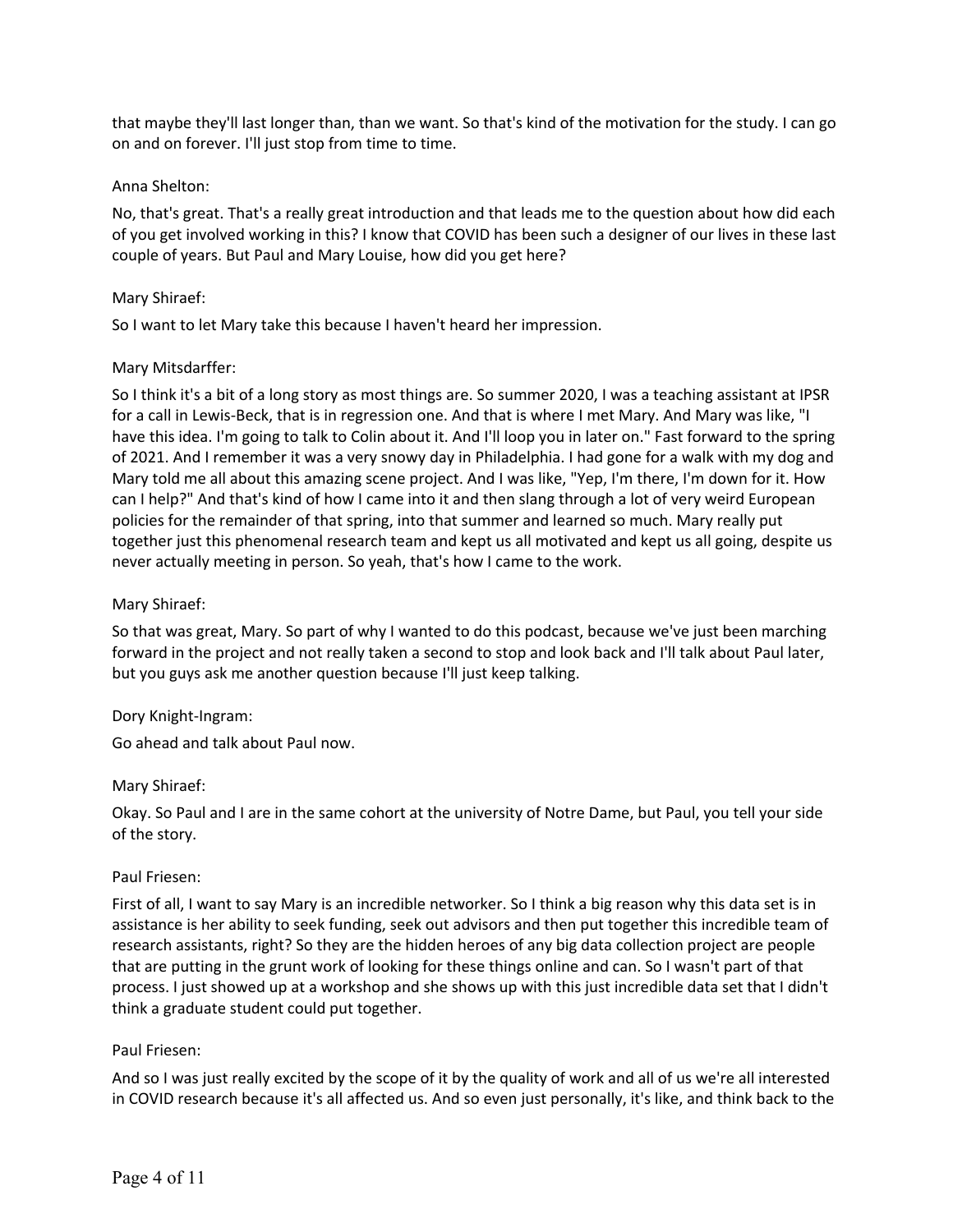that maybe they'll last longer than, than we want. So that's kind of the motivation for the study. I can go on and on forever. I'll just stop from time to time.

Anna Shelton:

No, that's great. That's a really great introduction and that leads me to the question about how did each of you get involved working in this? I know that COVID has been such a designer of our lives in these last couple of years. But Paul and Mary Louise, how did you get here?

Mary Shiraef:

So I want to let Mary take this because I haven't heard her impression.

Mary Mitsdarffer:

So I think it's a bit of a long story as most things are. So summer 2020, I was a teaching assistant at IPSR for a call in Lewis-Beck, that is in regression one. And that is where I met Mary. And Mary was like, "I have this idea. I'm going to talk to Colin about it. And I'll loop you in later on." Fast forward to the spring of 2021. And I remember it was a very snowy day in Philadelphia. I had gone for a walk with my dog and Mary told me all about this amazing scene project. And I was like, "Yep, I'm there, I'm down for it. How can I help?" And that's kind of how I came into it and then slang through a lot of very weird European policies for the remainder of that spring, into that summer and learned so much. Mary really put together just this phenomenal research team and kept us all motivated and kept us all going, despite us never actually meeting in person. So yeah, that's how I came to the work.

Mary Shiraef:

So that was great, Mary. So part of why I wanted to do this podcast, because we've just been marching forward in the project and not really taken a second to stop and look back and I'll talk about Paul later, but you guys ask me another question because I'll just keep talking.

Dory Knight-Ingram:

Go ahead and talk about Paul now.

Mary Shiraef:

Okay. So Paul and I are in the same cohort at the university of Notre Dame, but Paul, you tell your side of the story.

Paul Friesen:

First of all, I want to say Mary is an incredible networker. So I think a big reason why this data set is in assistance is her ability to seek funding, seek out advisors and then put together this incredible team of research assistants, right? So they are the hidden heroes of any big data collection project are people that are putting in the grunt work of looking for these things online and can. So I wasn't part of that process. I just showed up at a workshop and she shows up with this just incredible data set that I didn't think a graduate student could put together.

Paul Friesen:

And so I was just really excited by the scope of it by the quality of work and all of us we're all interested in COVID research because it's all affected us. And so even just personally, it's like, and think back to the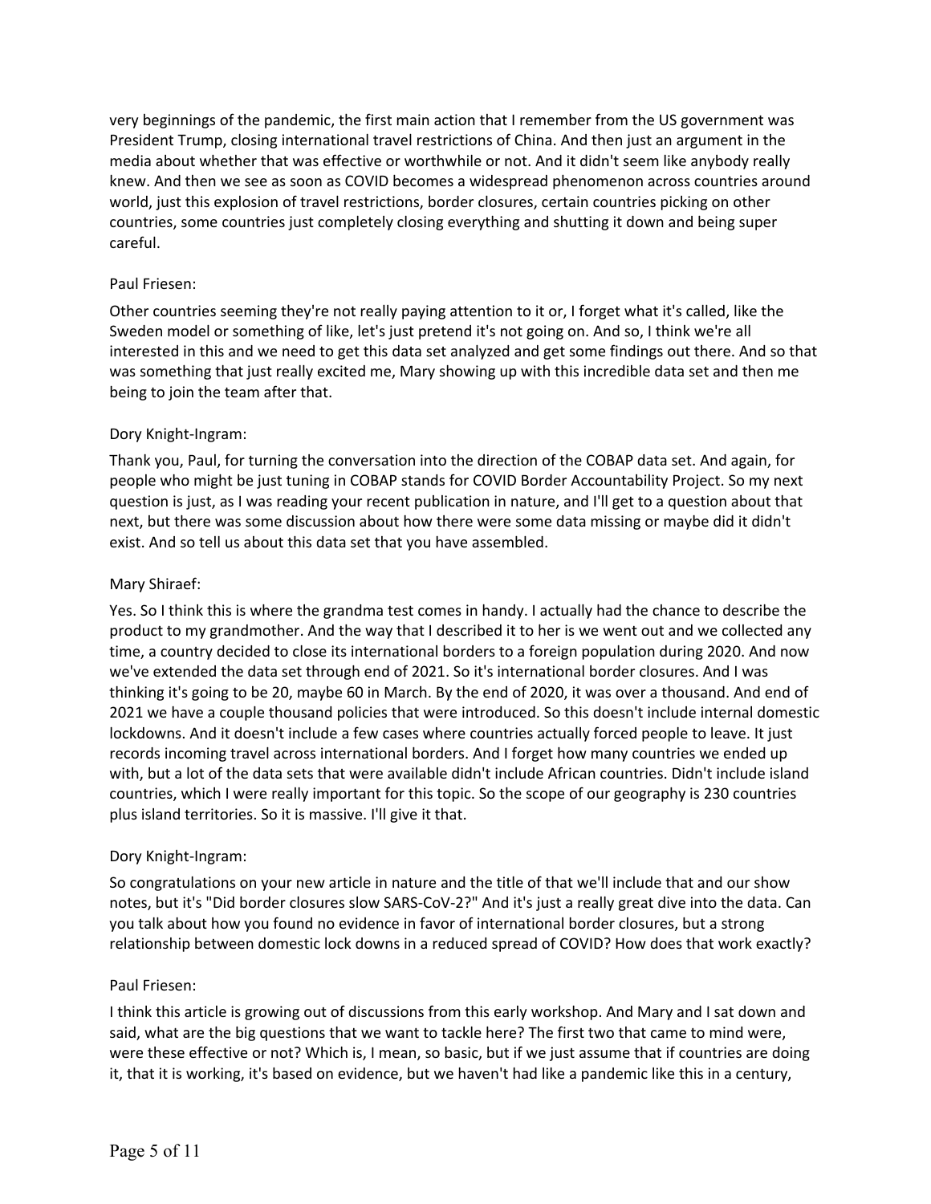very beginnings of the pandemic, the first main action that I remember from the US government was President Trump, closing international travel restrictions of China. And then just an argument in the media about whether that was effective or worthwhile or not. And it didn't seem like anybody really knew. And then we see as soon as COVID becomes a widespread phenomenon across countries around world, just this explosion of travel restrictions, border closures, certain countries picking on other countries, some countries just completely closing everything and shutting it down and being super careful.

Paul Friesen:

Other countries seeming they're not really paying attention to it or, I forget what it's called, like the Sweden model or something of like, let's just pretend it's not going on. And so, I think we're all interested in this and we need to get this data set analyzed and get some findings out there. And so that was something that just really excited me, Mary showing up with this incredible data set and then me being to join the team after that.

Dory Knight-Ingram:

Thank you, Paul, for turning the conversation into the direction of the COBAP data set. And again, for people who might be just tuning in COBAP stands for COVID Border Accountability Project. So my next question is just, as I was reading your recent publication in nature, and I'll get to a question about that next, but there was some discussion about how there were some data missing or maybe did it didn't exist. And so tell us about this data set that you have assembled.

Mary Shiraef:

Yes. So I think this is where the grandma test comes in handy. I actually had the chance to describe the product to my grandmother. And the way that I described it to her is we went out and we collected any time, a country decided to close its international borders to a foreign population during 2020. And now we've extended the data set through end of 2021. So it's international border closures. And I was thinking it's going to be 20, maybe 60 in March. By the end of 2020, it was over a thousand. And end of 2021 we have a couple thousand policies that were introduced. So this doesn't include internal domestic lockdowns. And it doesn't include a few cases where countries actually forced people to leave. It just records incoming travel across international borders. And I forget how many countries we ended up with, but a lot of the data sets that were available didn't include African countries. Didn't include island countries, which I were really important for this topic. So the scope of our geography is 230 countries plus island territories. So it is massive. I'll give it that.

Dory Knight-Ingram:

So congratulations on your new article in nature and the title of that we'll include that and our show notes, but it's "Did border closures slow SARS-CoV-2?" And it's just a really great dive into the data. Can you talk about how you found no evidence in favor of international border closures, but a strong relationship between domestic lock downs in a reduced spread of COVID? How does that work exactly?

Paul Friesen:

I think this article is growing out of discussions from this early workshop. And Mary and I sat down and said, what are the big questions that we want to tackle here? The first two that came to mind were, were these effective or not? Which is, I mean, so basic, but if we just assume that if countries are doing it, that it is working, it's based on evidence, but we haven't had like a pandemic like this in a century,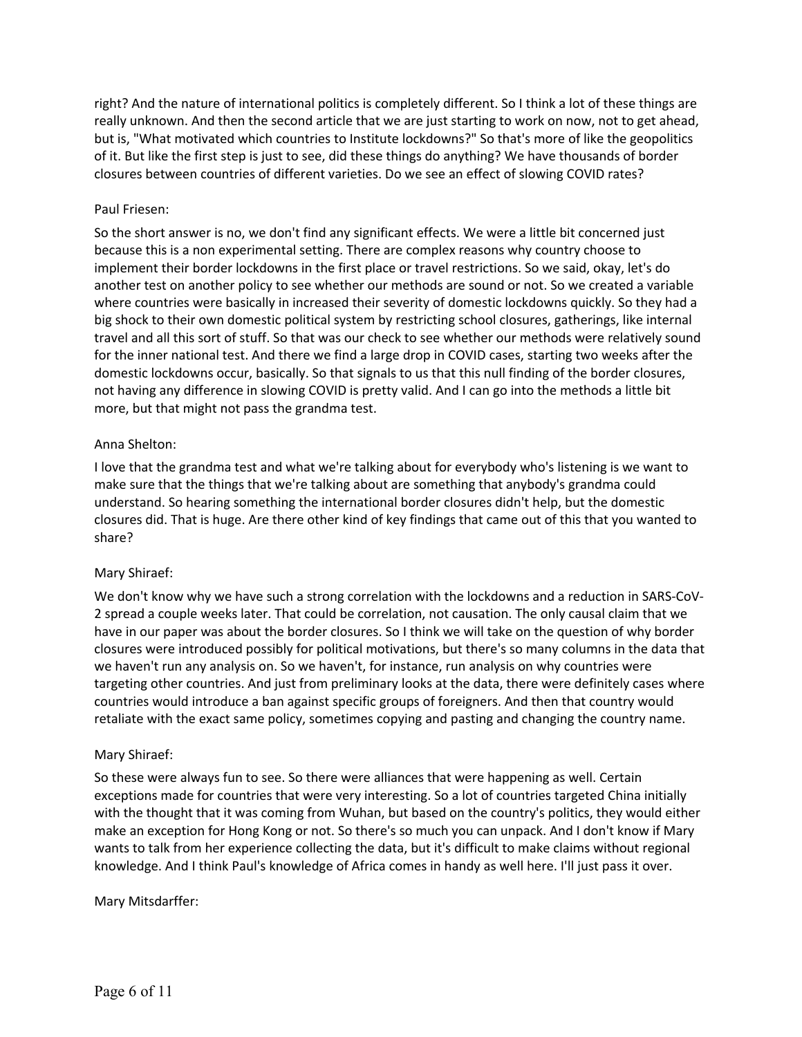right? And the nature of international politics is completely different. So I think a lot of these things are really unknown. And then the second article that we are just starting to work on now, not to get ahead, but is, "What motivated which countries to Institute lockdowns?" So that's more of like the geopolitics of it. But like the first step is just to see, did these things do anything? We have thousands of border closures between countries of different varieties. Do we see an effect of slowing COVID rates?

Paul Friesen:

So the short answer is no, we don't find any significant effects. We were a little bit concerned just because this is a non experimental setting. There are complex reasons why country choose to implement their border lockdowns in the first place or travel restrictions. So we said, okay, let's do another test on another policy to see whether our methods are sound or not. So we created a variable where countries were basically in increased their severity of domestic lockdowns quickly. So they had a big shock to their own domestic political system by restricting school closures, gatherings, like internal travel and all this sort of stuff. So that was our check to see whether our methods were relatively sound for the inner national test. And there we find a large drop in COVID cases, starting two weeks after the domestic lockdowns occur, basically. So that signals to us that this null finding of the border closures, not having any difference in slowing COVID is pretty valid. And I can go into the methods a little bit more, but that might not pass the grandma test.

Anna Shelton:

I love that the grandma test and what we're talking about for everybody who's listening is we want to make sure that the things that we're talking about are something that anybody's grandma could understand. So hearing something the international border closures didn't help, but the domestic closures did. That is huge. Are there other kind of key findings that came out of this that you wanted to share?

Mary Shiraef:

We don't know why we have such a strong correlation with the lockdowns and a reduction in SARS-CoV-2 spread a couple weeks later. That could be correlation, not causation. The only causal claim that we have in our paper was about the border closures. So I think we will take on the question of why border closures were introduced possibly for political motivations, but there's so many columns in the data that we haven't run any analysis on. So we haven't, for instance, run analysis on why countries were targeting other countries. And just from preliminary looks at the data, there were definitely cases where countries would introduce a ban against specific groups of foreigners. And then that country would retaliate with the exact same policy, sometimes copying and pasting and changing the country name.

Mary Shiraef:

So these were always fun to see. So there were alliances that were happening as well. Certain exceptions made for countries that were very interesting. So a lot of countries targeted China initially with the thought that it was coming from Wuhan, but based on the country's politics, they would either make an exception for Hong Kong or not. So there's so much you can unpack. And I don't know if Mary wants to talk from her experience collecting the data, but it's difficult to make claims without regional knowledge. And I think Paul's knowledge of Africa comes in handy as well here. I'll just pass it over.

Mary Mitsdarffer: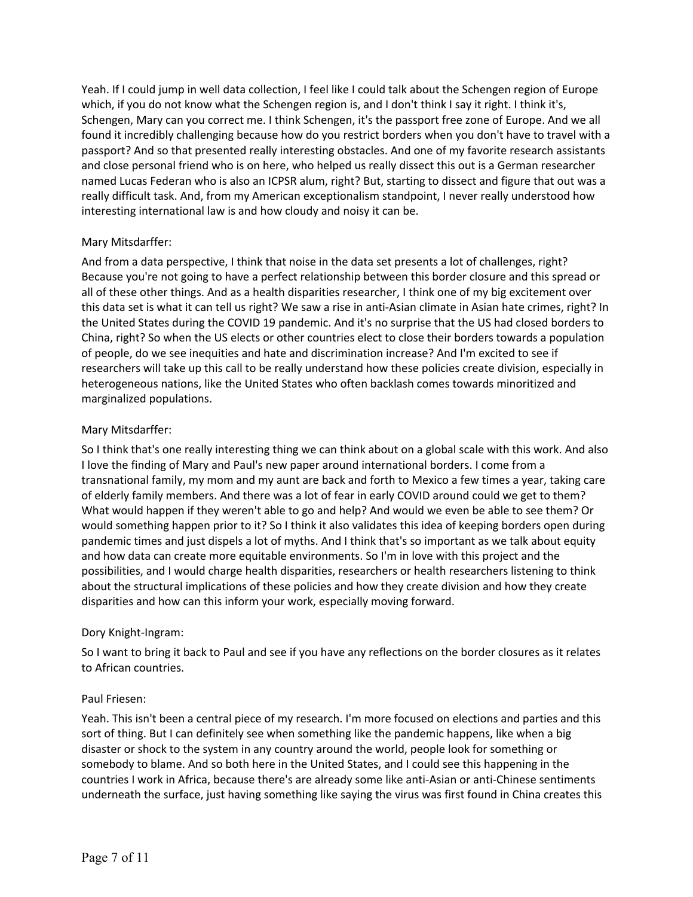Yeah. If I could jump in well data collection, I feel like I could talk about the Schengen region of Europe which, if you do not know what the Schengen region is, and I don't think I say it right. I think it's, Schengen, Mary can you correct me. I think Schengen, it's the passport free zone of Europe. And we all found it incredibly challenging because how do you restrict borders when you don't have to travel with a passport? And so that presented really interesting obstacles. And one of my favorite research assistants and close personal friend who is on here, who helped us really dissect this out is a German researcher named Lucas Federan who is also an ICPSR alum, right? But, starting to dissect and figure that out was a really difficult task. And, from my American exceptionalism standpoint, I never really understood how interesting international law is and how cloudy and noisy it can be.

Mary Mitsdarffer:

And from a data perspective, I think that noise in the data set presents a lot of challenges, right? Because you're not going to have a perfect relationship between this border closure and this spread or all of these other things. And as a health disparities researcher, I think one of my big excitement over this data set is what it can tell us right? We saw a rise in anti-Asian climate in Asian hate crimes, right? In the United States during the COVID 19 pandemic. And it's no surprise that the US had closed borders to China, right? So when the US elects or other countries elect to close their borders towards a population of people, do we see inequities and hate and discrimination increase? And I'm excited to see if researchers will take up this call to be really understand how these policies create division, especially in heterogeneous nations, like the United States who often backlash comes towards minoritized and marginalized populations.

Mary Mitsdarffer:

So I think that's one really interesting thing we can think about on a global scale with this work. And also I love the finding of Mary and Paul's new paper around international borders. I come from a transnational family, my mom and my aunt are back and forth to Mexico a few times a year, taking care of elderly family members. And there was a lot of fear in early COVID around could we get to them? What would happen if they weren't able to go and help? And would we even be able to see them? Or would something happen prior to it? So I think it also validates this idea of keeping borders open during pandemic times and just dispels a lot of myths. And I think that's so important as we talk about equity and how data can create more equitable environments. So I'm in love with this project and the possibilities, and I would charge health disparities, researchers or health researchers listening to think about the structural implications of these policies and how they create division and how they create disparities and how can this inform your work, especially moving forward.

Dory Knight-Ingram:

So I want to bring it back to Paul and see if you have any reflections on the border closures as it relates to African countries.

Paul Friesen:

Yeah. This isn't been a central piece of my research. I'm more focused on elections and parties and this sort of thing. But I can definitely see when something like the pandemic happens, like when a big disaster or shock to the system in any country around the world, people look for something or somebody to blame. And so both here in the United States, and I could see this happening in the countries I work in Africa, because there's are already some like anti-Asian or anti-Chinese sentiments underneath the surface, just having something like saying the virus was first found in China creates this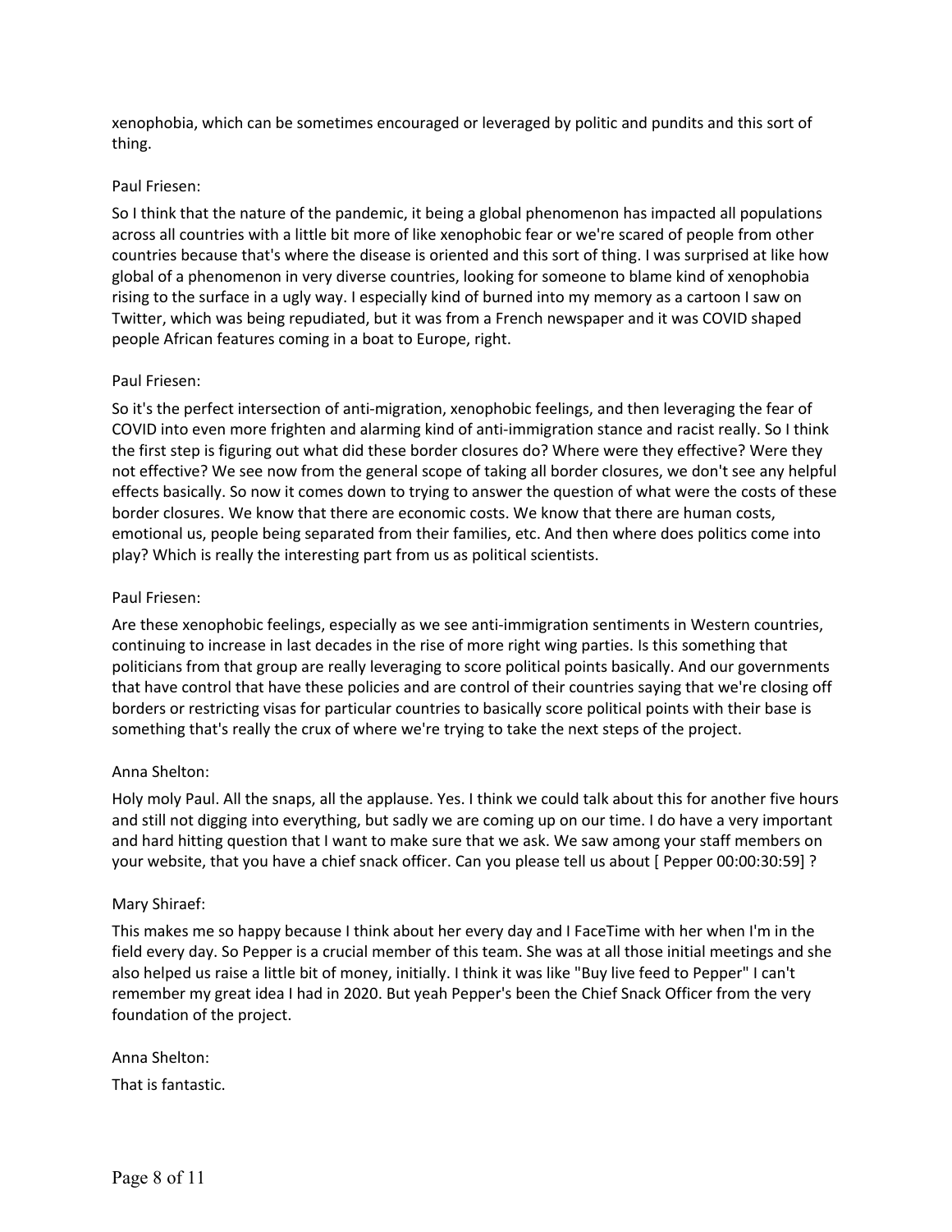xenophobia, which can be sometimes encouraged or leveraged by politic and pundits and this sort of thing.

Paul Friesen:

So I think that the nature of the pandemic, it being a global phenomenon has impacted all populations across all countries with a little bit more of like xenophobic fear or we're scared of people from other countries because that's where the disease is oriented and this sort of thing. I was surprised at like how global of a phenomenon in very diverse countries, looking for someone to blame kind of xenophobia rising to the surface in a ugly way. I especially kind of burned into my memory as a cartoon I saw on Twitter, which was being repudiated, but it was from a French newspaper and it was COVID shaped people African features coming in a boat to Europe, right.

Paul Friesen:

So it's the perfect intersection of anti-migration, xenophobic feelings, and then leveraging the fear of COVID into even more frighten and alarming kind of anti-immigration stance and racist really. So I think the first step is figuring out what did these border closures do? Where were they effective? Were they not effective? We see now from the general scope of taking all border closures, we don't see any helpful effects basically. So now it comes down to trying to answer the question of what were the costs of these border closures. We know that there are economic costs. We know that there are human costs, emotional us, people being separated from their families, etc. And then where does politics come into play? Which is really the interesting part from us as political scientists.

Paul Friesen:

Are these xenophobic feelings, especially as we see anti-immigration sentiments in Western countries, continuing to increase in last decades in the rise of more right wing parties. Is this something that politicians from that group are really leveraging to score political points basically. And our governments that have control that have these policies and are control of their countries saying that we're closing off borders or restricting visas for particular countries to basically score political points with their base is something that's really the crux of where we're trying to take the next steps of the project.

Anna Shelton:

Holy moly Paul. All the snaps, all the applause. Yes. I think we could talk about this for another five hours and still not digging into everything, but sadly we are coming up on our time. I do have a very important and hard hitting question that I want to make sure that we ask. We saw among your staff members on your website, that you have a chief snack officer. Can you please tell us about [ Pepper 00:00:30:59] ?

Mary Shiraef:

This makes me so happy because I think about her every day and I FaceTime with her when I'm in the field every day. So Pepper is a crucial member of this team. She was at all those initial meetings and she also helped us raise a little bit of money, initially. I think it was like "Buy live feed to Pepper" I can't remember my great idea I had in 2020. But yeah Pepper's been the Chief Snack Officer from the very foundation of the project.

Anna Shelton:

That is fantastic.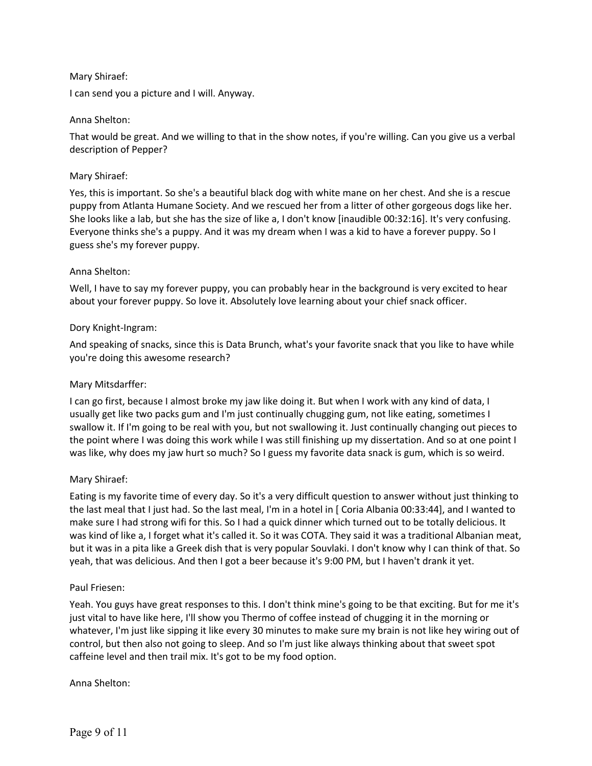Mary Shiraef:

I can send you a picture and I will. Anyway.

Anna Shelton:

That would be great. And we willing to that in the show notes, if you're willing. Can you give us a verbal description of Pepper?

Mary Shiraef:

Yes, this is important. So she's a beautiful black dog with white mane on her chest. And she is a rescue puppy from Atlanta Humane Society. And we rescued her from a litter of other gorgeous dogs like her. She looks like a lab, but she has the size of like a, I don't know [inaudible 00:32:16]. It's very confusing. Everyone thinks she's a puppy. And it was my dream when I was a kid to have a forever puppy. So I guess she's my forever puppy.

Anna Shelton:

Well, I have to say my forever puppy, you can probably hear in the background is very excited to hear about your forever puppy. So love it. Absolutely love learning about your chief snack officer.

Dory Knight-Ingram:

And speaking of snacks, since this is Data Brunch, what's your favorite snack that you like to have while you're doing this awesome research?

Mary Mitsdarffer:

I can go first, because I almost broke my jaw like doing it. But when I work with any kind of data, I usually get like two packs gum and I'm just continually chugging gum, not like eating, sometimes I swallow it. If I'm going to be real with you, but not swallowing it. Just continually changing out pieces to the point where I was doing this work while I was still finishing up my dissertation. And so at one point I was like, why does my jaw hurt so much? So I guess my favorite data snack is gum, which is so weird.

Mary Shiraef:

Eating is my favorite time of every day. So it's a very difficult question to answer without just thinking to the last meal that I just had. So the last meal, I'm in a hotel in [ Coria Albania 00:33:44], and I wanted to make sure I had strong wifi for this. So I had a quick dinner which turned out to be totally delicious. It was kind of like a, I forget what it's called it. So it was COTA. They said it was a traditional Albanian meat, but it was in a pita like a Greek dish that is very popular Souvlaki. I don't know why I can think of that. So yeah, that was delicious. And then I got a beer because it's 9:00 PM, but I haven't drank it yet.

Paul Friesen:

Yeah. You guys have great responses to this. I don't think mine's going to be that exciting. But for me it's just vital to have like here, I'll show you Thermo of coffee instead of chugging it in the morning or whatever, I'm just like sipping it like every 30 minutes to make sure my brain is not like hey wiring out of control, but then also not going to sleep. And so I'm just like always thinking about that sweet spot caffeine level and then trail mix. It's got to be my food option.

Anna Shelton: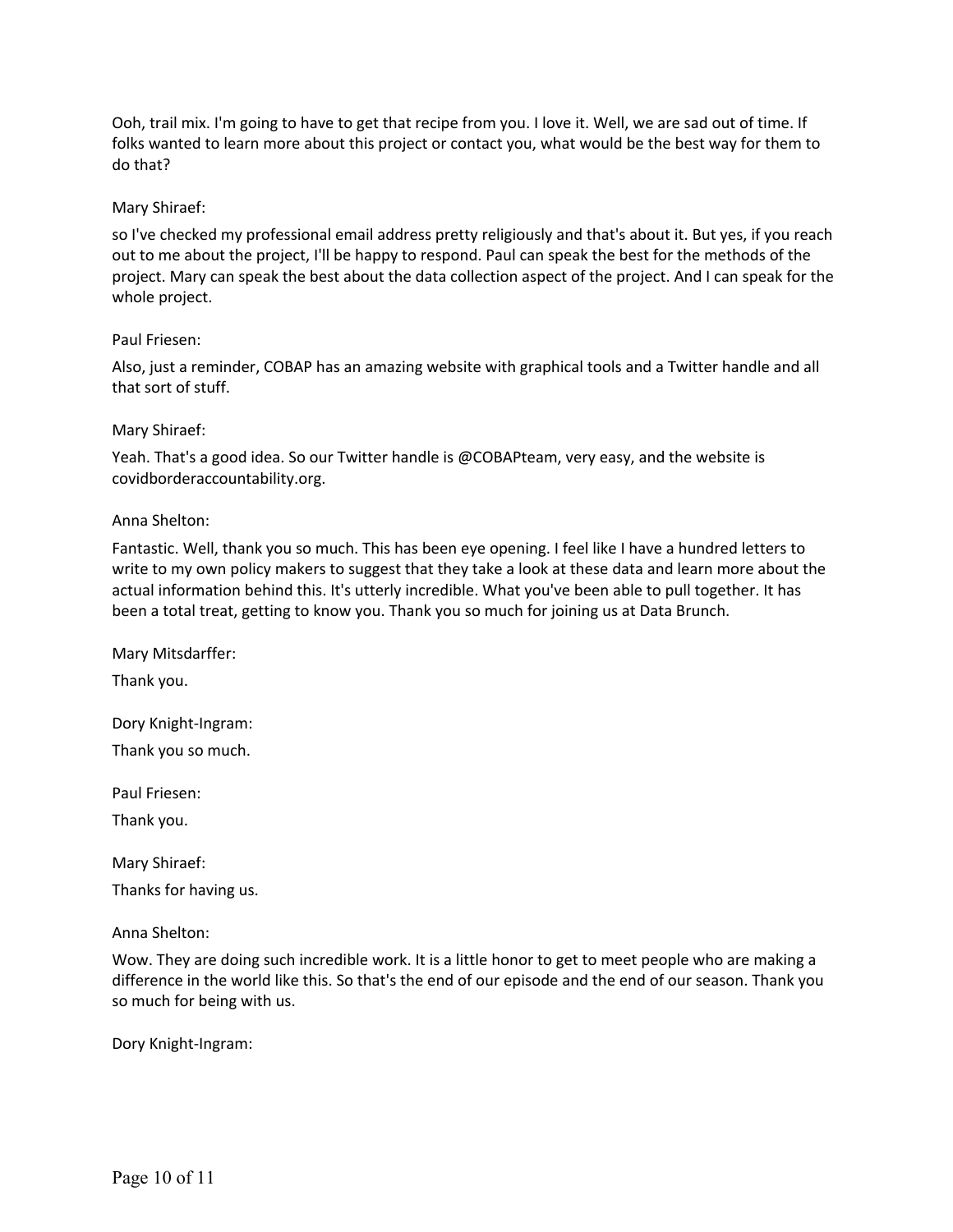Ooh, trail mix. I'm going to have to get that recipe from you. I love it. Well, we are sad out of time. If folks wanted to learn more about this project or contact you, what would be the best way for them to do that?

Mary Shiraef:

so I've checked my professional email address pretty religiously and that's about it. But yes, if you reach out to me about the project, I'll be happy to respond. Paul can speak the best for the methods of the project. Mary can speak the best about the data collection aspect of the project. And I can speak for the whole project.

Paul Friesen:

Also, just a reminder, COBAP has an amazing website with graphical tools and a Twitter handle and all that sort of stuff.

Mary Shiraef:

Yeah. That's a good idea. So our Twitter handle is @COBAPteam, very easy, and the website is covidborderaccountability.org.

Anna Shelton:

Fantastic. Well, thank you so much. This has been eye opening. I feel like I have a hundred letters to write to my own policy makers to suggest that they take a look at these data and learn more about the actual information behind this. It's utterly incredible. What you've been able to pull together. It has been a total treat, getting to know you. Thank you so much for joining us at Data Brunch.

Mary Mitsdarffer:

Thank you.

Dory Knight-Ingram:

Thank you so much.

Paul Friesen:

Thank you.

Mary Shiraef:

Thanks for having us.

Anna Shelton:

Wow. They are doing such incredible work. It is a little honor to get to meet people who are making a difference in the world like this. So that's the end of our episode and the end of our season. Thank you so much for being with us.

Dory Knight-Ingram: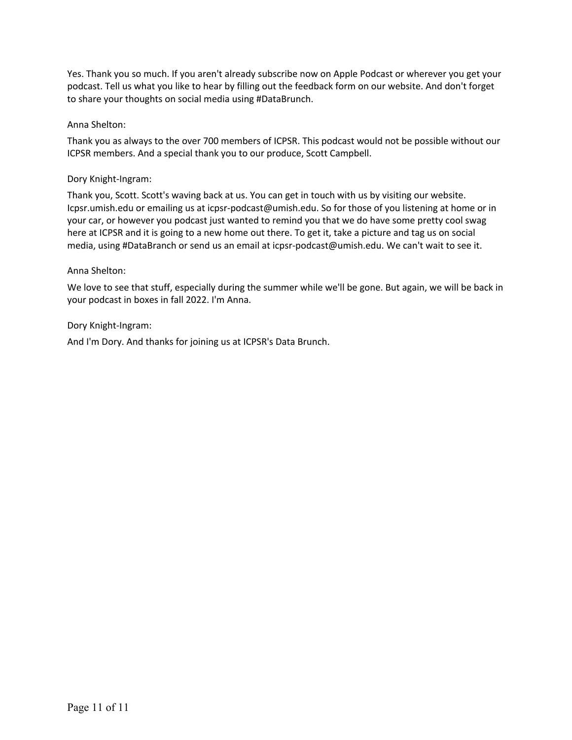Yes. Thank you so much. If you aren't already subscribe now on Apple Podcast or wherever you get your podcast. Tell us what you like to hear by filling out the feedback form on our website. And don't forget to share your thoughts on social media using #DataBrunch.

Anna Shelton:

Thank you as always to the over 700 members of ICPSR. This podcast would not be possible without our ICPSR members. And a special thank you to our produce, Scott Campbell.

Dory Knight-Ingram:

Thank you, Scott. Scott's waving back at us. You can get in touch with us by visiting our website. Icpsr.umish.edu or emailing us at icpsr-podcast@umish.edu. So for those of you listening at home or in your car, or however you podcast just wanted to remind you that we do have some pretty cool swag here at ICPSR and it is going to a new home out there. To get it, take a picture and tag us on social media, using #DataBranch or send us an email at icpsr-podcast@umish.edu. We can't wait to see it.

Anna Shelton:

We love to see that stuff, especially during the summer while we'll be gone. But again, we will be back in your podcast in boxes in fall 2022. I'm Anna.

Dory Knight-Ingram:

And I'm Dory. And thanks for joining us at ICPSR's Data Brunch.